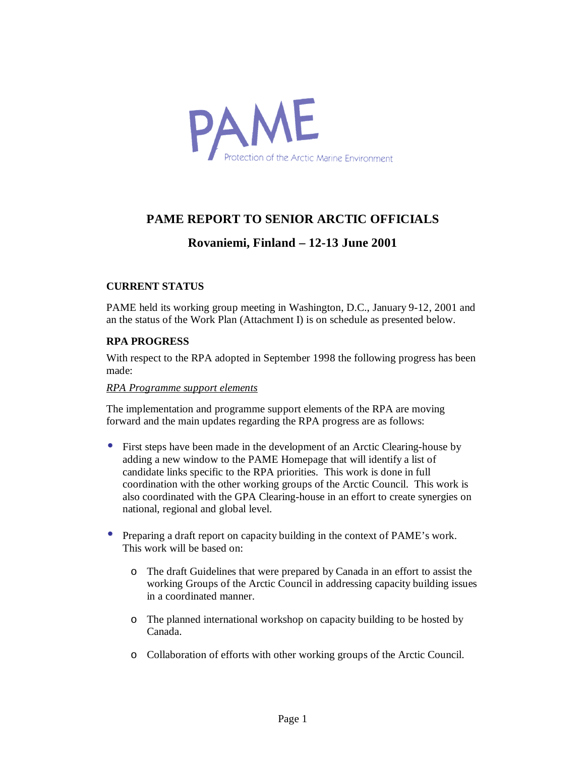PAME

Protection of the Arctic Marine Environment

# PAME REPORT TO SENIOR ARCTIC OFFICIALS

## Rovaniemi, Finland – 12-13 June 2001

### CURRENT STATUS

PAME held its working group meeting in Washington, D.C., January 9-12, 2001 and an the status of the Work Plan (Attachment I) is on schedule as presented below.

### RPA PROGRESS

With respect to the RPA adopted in September 1998 the following progress has been made:

*RPA Programme support elements*

The implementation and programme support elements of the RPA are moving forward and the main updates regarding the RPA progress are as follows:

- First steps have been made in the development of an Arctic Clearing-house by adding a new window to the PAME Homepage that will identify a list of candidate links specific to the RPA priorities. This work is done in full coordination with the other working groups of the Arctic Council. This work is also coordinated with the GPA Clearing-house in an effort to create synergies on national, regional and global level.

- Preparing a draft report on capacity building in the context of PAME's work. This work will be based on:
  - The draft Guidelines that were prepared by Canada in an effort to assist the working Groups of the Arctic Council in addressing capacity building issues in a coordinated manner.
  - The planned international workshop on capacity building to be hosted by Canada.
  - Collaboration of efforts with other working groups of the Arctic Council.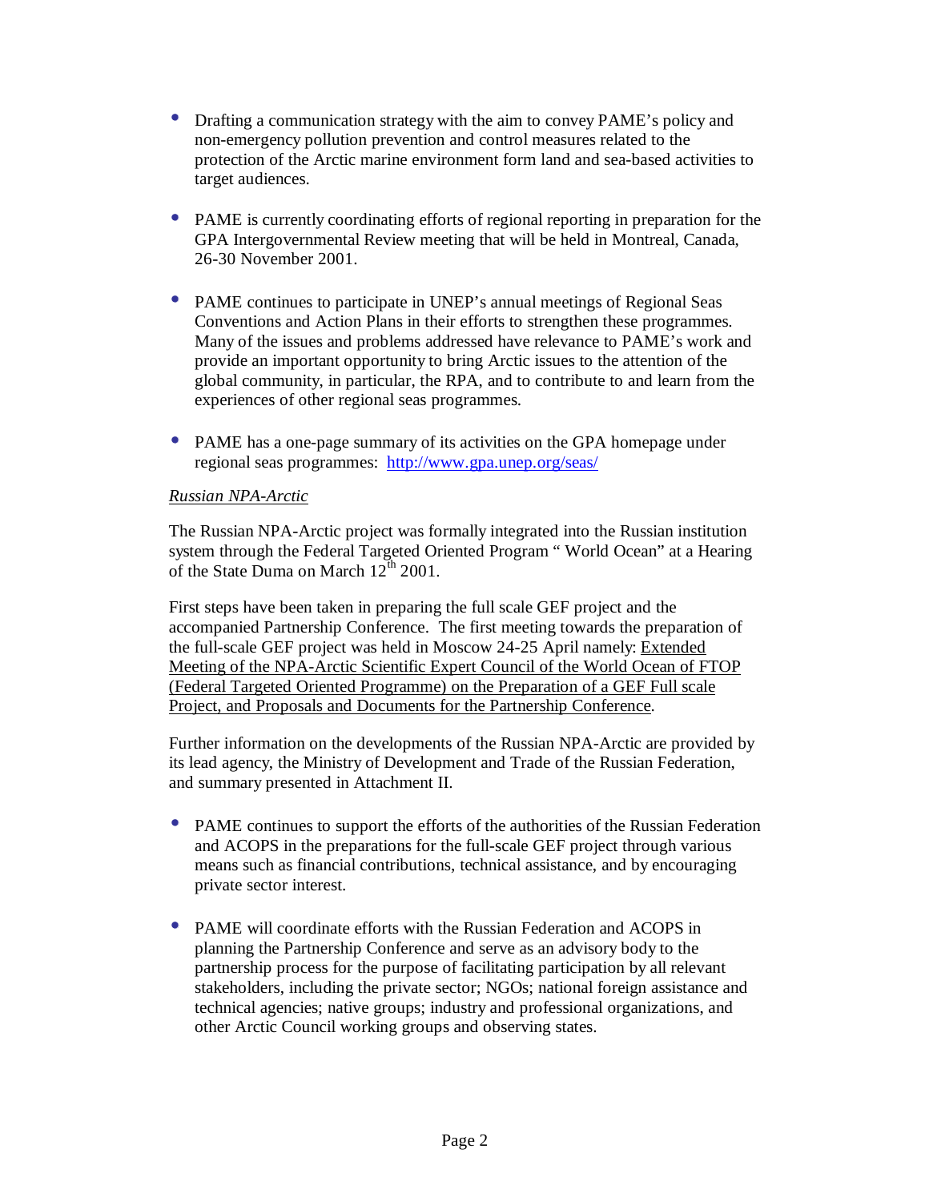- Drafting a communication strategy with the aim to convey PAME's policy and non-emergency pollution prevention and control measures related to the protection of the Arctic marine environment form land and sea-based activities to target audiences.

- PAME is currently coordinating efforts of regional reporting in preparation for the GPA Intergovernmental Review meeting that will be held in Montreal, Canada, 26-30 November 2001.

- PAME continues to participate in UNEP's annual meetings of Regional Seas Conventions and Action Plans in their efforts to strengthen these programmes. Many of the issues and problems addressed have relevance to PAME's work and provide an important opportunity to bring Arctic issues to the attention of the global community, in particular, the RPA, and to contribute to and learn from the experiences of other regional seas programmes.

- PAME has a one-page summary of its activities on the GPA homepage under regional seas programmes: http://www.gpa.unep.org/seas/

*Russian NPA-Arctic*

The Russian NPA-Arctic project was formally integrated into the Russian institution system through the Federal Targeted Oriented Program " World Ocean" at a Hearing of the State Duma on March 12th 2001.

First steps have been taken in preparing the full scale GEF project and the accompanied Partnership Conference. The first meeting towards the preparation of the full-scale GEF project was held in Moscow 24-25 April namely: Extended Meeting of the NPA-Arctic Scientific Expert Council of the World Ocean of FTOP (Federal Targeted Oriented Programme) on the Preparation of a GEF Full scale Project, and Proposals and Documents for the Partnership Conference.

Further information on the developments of the Russian NPA-Arctic are provided by its lead agency, the Ministry of Development and Trade of the Russian Federation, and summary presented in Attachment II.

- PAME continues to support the efforts of the authorities of the Russian Federation and ACOPS in the preparations for the full-scale GEF project through various means such as financial contributions, technical assistance, and by encouraging private sector interest.

- PAME will coordinate efforts with the Russian Federation and ACOPS in planning the Partnership Conference and serve as an advisory body to the partnership process for the purpose of facilitating participation by all relevant stakeholders, including the private sector; NGOs; national foreign assistance and technical agencies; native groups; industry and professional organizations, and other Arctic Council working groups and observing states.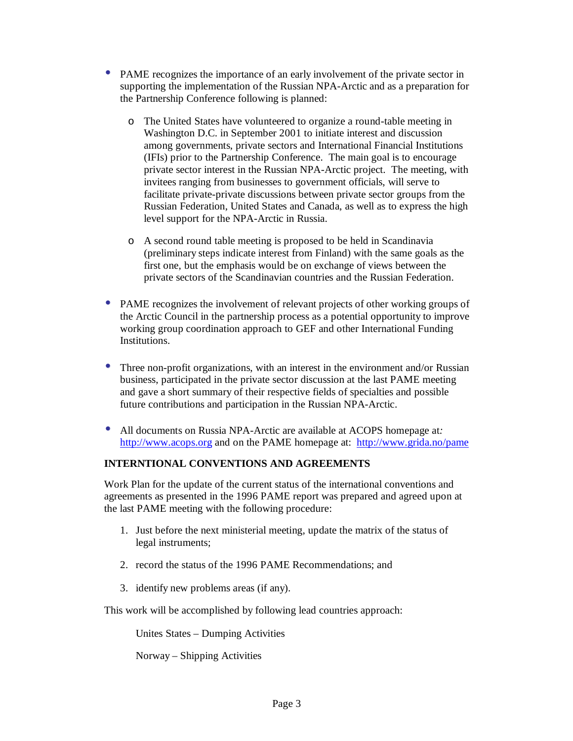- PAME recognizes the importance of an early involvement of the private sector in supporting the implementation of the Russian NPA-Arctic and as a preparation for the Partnership Conference following is planned:

  - The United States have volunteered to organize a round-table meeting in Washington D.C. in September 2001 to initiate interest and discussion among governments, private sectors and International Financial Institutions (IFIs) prior to the Partnership Conference. The main goal is to encourage private sector interest in the Russian NPA-Arctic project. The meeting, with invitees ranging from businesses to government officials, will serve to facilitate private-private discussions between private sector groups from the Russian Federation, United States and Canada, as well as to express the high level support for the NPA-Arctic in Russia.

  - A second round table meeting is proposed to be held in Scandinavia (preliminary steps indicate interest from Finland) with the same goals as the first one, but the emphasis would be on exchange of views between the private sectors of the Scandinavian countries and the Russian Federation.

- PAME recognizes the involvement of relevant projects of other working groups of the Arctic Council in the partnership process as a potential opportunity to improve working group coordination approach to GEF and other International Funding Institutions.

- Three non-profit organizations, with an interest in the environment and/or Russian business, participated in the private sector discussion at the last PAME meeting and gave a short summary of their respective fields of specialties and possible future contributions and participation in the Russian NPA-Arctic.

- All documents on Russia NPA-Arctic are available at ACOPS homepage at: http://www.acops.org and on the PAME homepage at: http://www.grida.no/pame

**INTERNTIONAL CONVENTIONS AND AGREEMENTS**

Work Plan for the update of the current status of the international conventions and agreements as presented in the 1996 PAME report was prepared and agreed upon at the last PAME meeting with the following procedure:

1. Just before the next ministerial meeting, update the matrix of the status of legal instruments;

2. record the status of the 1996 PAME Recommendations; and

3. identify new problems areas (if any).

This work will be accomplished by following lead countries approach:

Unites States – Dumping Activities

Norway – Shipping Activities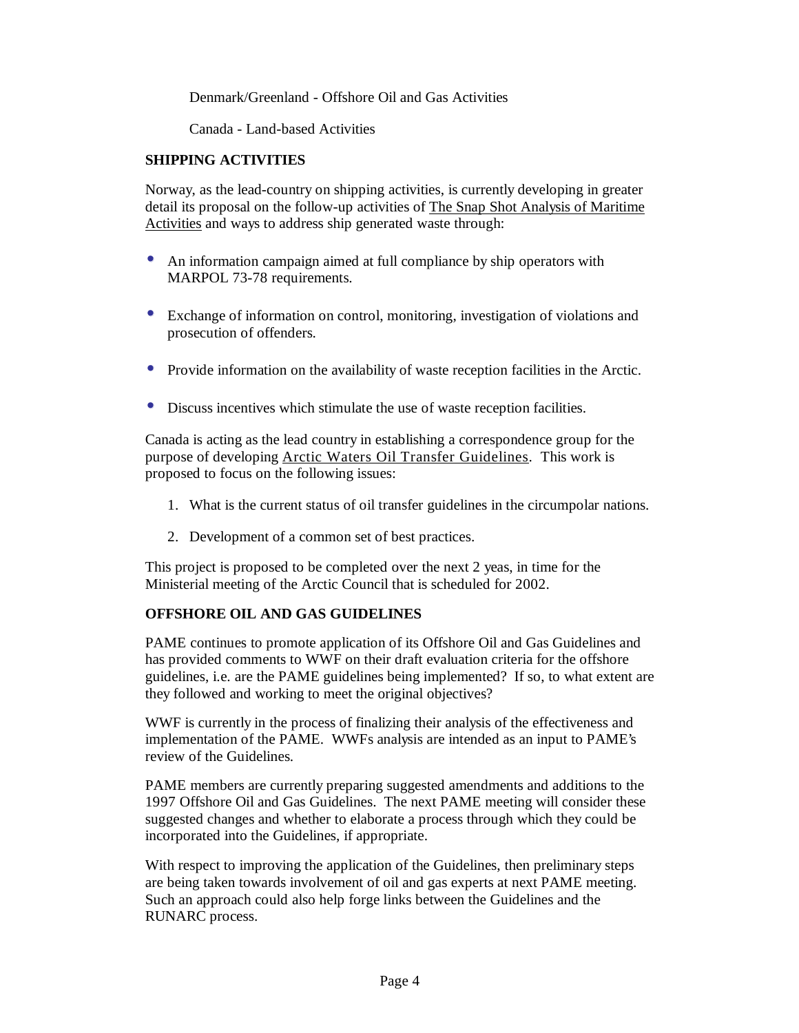Denmark/Greenland - Offshore Oil and Gas Activities

Canada - Land-based Activities

**SHIPPING ACTIVITIES**

Norway, as the lead-country on shipping activities, is currently developing in greater detail its proposal on the follow-up activities of The Snap Shot Analysis of Maritime Activities and ways to address ship generated waste through:

- An information campaign aimed at full compliance by ship operators with MARPOL 73-78 requirements.
- Exchange of information on control, monitoring, investigation of violations and prosecution of offenders.
- Provide information on the availability of waste reception facilities in the Arctic.
- Discuss incentives which stimulate the use of waste reception facilities.

Canada is acting as the lead country in establishing a correspondence group for the purpose of developing Arctic Waters Oil Transfer Guidelines. This work is proposed to focus on the following issues:

1. What is the current status of oil transfer guidelines in the circumpolar nations.
2. Development of a common set of best practices.

This project is proposed to be completed over the next 2 yeas, in time for the Ministerial meeting of the Arctic Council that is scheduled for 2002.

**OFFSHORE OIL AND GAS GUIDELINES**

PAME continues to promote application of its Offshore Oil and Gas Guidelines and has provided comments to WWF on their draft evaluation criteria for the offshore guidelines, i.e. are the PAME guidelines being implemented? If so, to what extent are they followed and working to meet the original objectives?

WWF is currently in the process of finalizing their analysis of the effectiveness and implementation of the PAME. WWFs analysis are intended as an input to PAME's review of the Guidelines.

PAME members are currently preparing suggested amendments and additions to the 1997 Offshore Oil and Gas Guidelines. The next PAME meeting will consider these suggested changes and whether to elaborate a process through which they could be incorporated into the Guidelines, if appropriate.

With respect to improving the application of the Guidelines, then preliminary steps are being taken towards involvement of oil and gas experts at next PAME meeting. Such an approach could also help forge links between the Guidelines and the RUNARC process.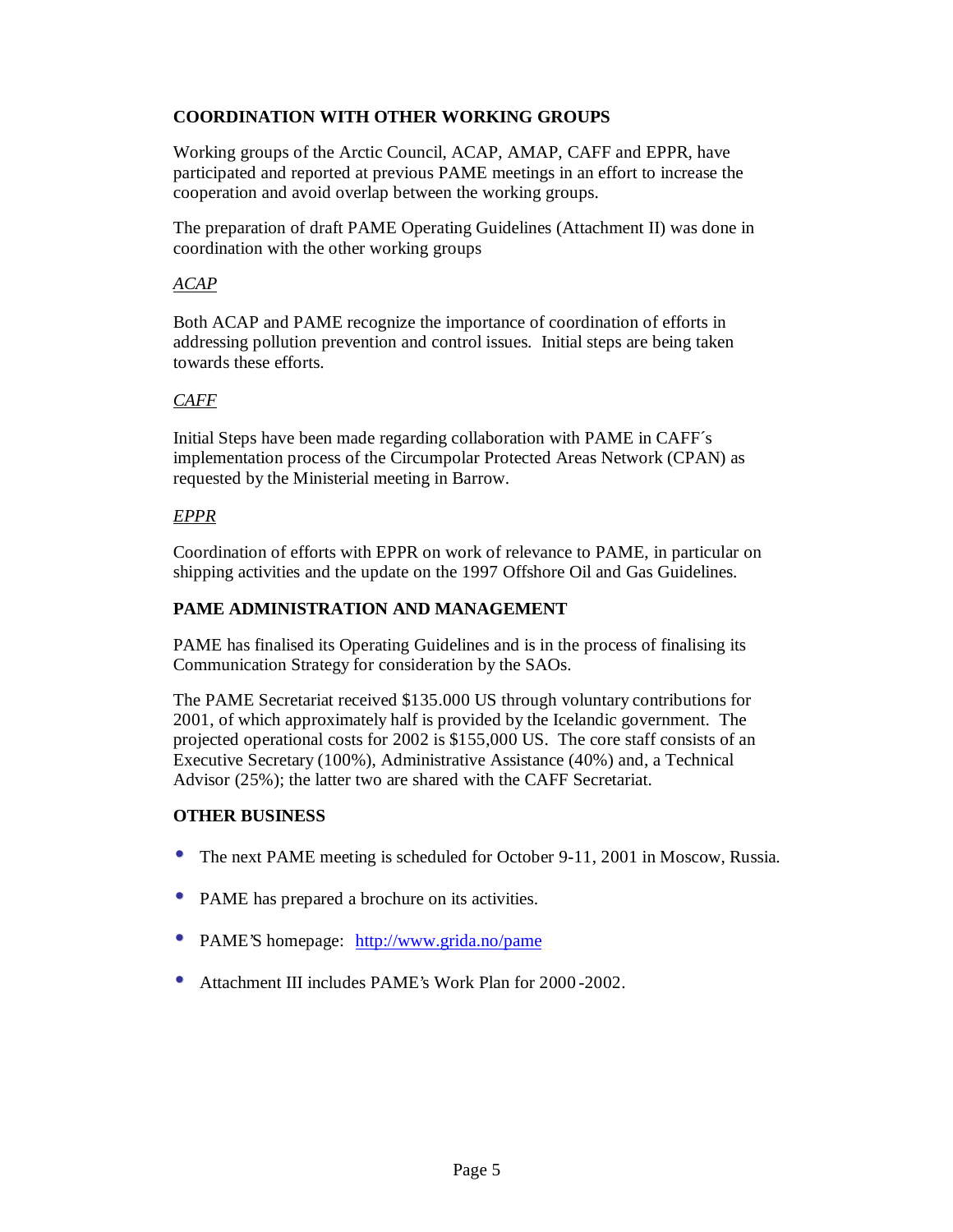## COORDINATION WITH OTHER WORKING GROUPS

Working groups of the Arctic Council, ACAP, AMAP, CAFF and EPPR, have participated and reported at previous PAME meetings in an effort to increase the cooperation and avoid overlap between the working groups.

The preparation of draft PAME Operating Guidelines (Attachment II) was done in coordination with the other working groups

*ACAP*

Both ACAP and PAME recognize the importance of coordination of efforts in addressing pollution prevention and control issues. Initial steps are being taken towards these efforts.

*CAFF*

Initial Steps have been made regarding collaboration with PAME in CAFF´s implementation process of the Circumpolar Protected Areas Network (CPAN) as requested by the Ministerial meeting in Barrow.

*EPPR*

Coordination of efforts with EPPR on work of relevance to PAME, in particular on shipping activities and the update on the 1997 Offshore Oil and Gas Guidelines.

## PAME ADMINISTRATION AND MANAGEMENT

PAME has finalised its Operating Guidelines and is in the process of finalising its Communication Strategy for consideration by the SAOs.

The PAME Secretariat received $135.000 US through voluntary contributions for 2001, of which approximately half is provided by the Icelandic government. The projected operational costs for 2002 is $155,000 US. The core staff consists of an Executive Secretary (100%), Administrative Assistance (40%) and, a Technical Advisor (25%); the latter two are shared with the CAFF Secretariat.

## OTHER BUSINESS

- The next PAME meeting is scheduled for October 9-11, 2001 in Moscow, Russia.
- PAME has prepared a brochure on its activities.
- PAME'S homepage: http://www.grida.no/pame
- Attachment III includes PAME's Work Plan for 2000-2002.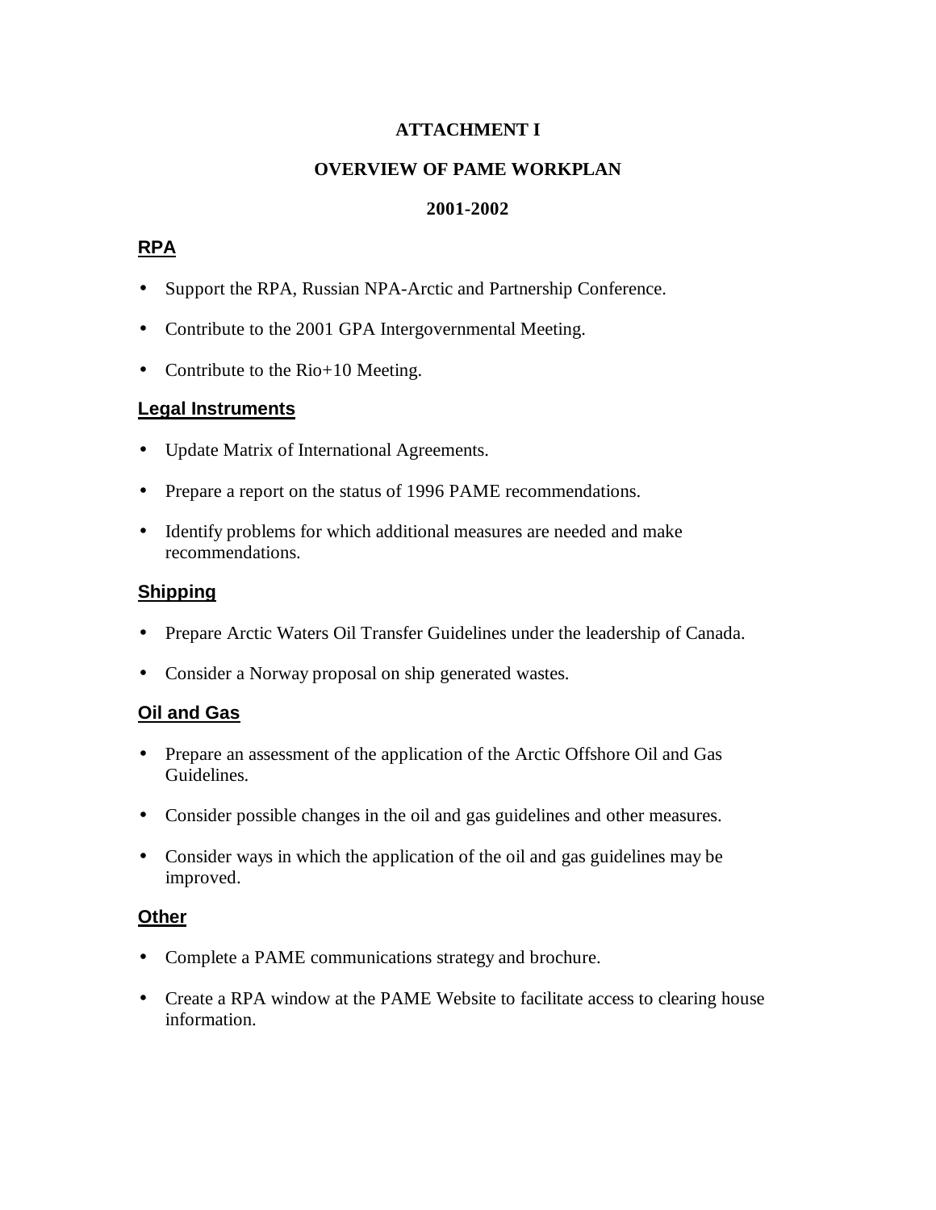# ATTACHMENT I

## OVERVIEW OF PAME WORKPLAN

## 2001-2002

### RPA

- Support the RPA, Russian NPA-Arctic and Partnership Conference.
- Contribute to the 2001 GPA Intergovernmental Meeting.
- Contribute to the Rio+10 Meeting.

### Legal Instruments

- Update Matrix of International Agreements.
- Prepare a report on the status of 1996 PAME recommendations.
- Identify problems for which additional measures are needed and make recommendations.

### Shipping

- Prepare Arctic Waters Oil Transfer Guidelines under the leadership of Canada.
- Consider a Norway proposal on ship generated wastes.

### Oil and Gas

- Prepare an assessment of the application of the Arctic Offshore Oil and Gas Guidelines.
- Consider possible changes in the oil and gas guidelines and other measures.
- Consider ways in which the application of the oil and gas guidelines may be improved.

### Other

- Complete a PAME communications strategy and brochure.
- Create a RPA window at the PAME Website to facilitate access to clearing house information.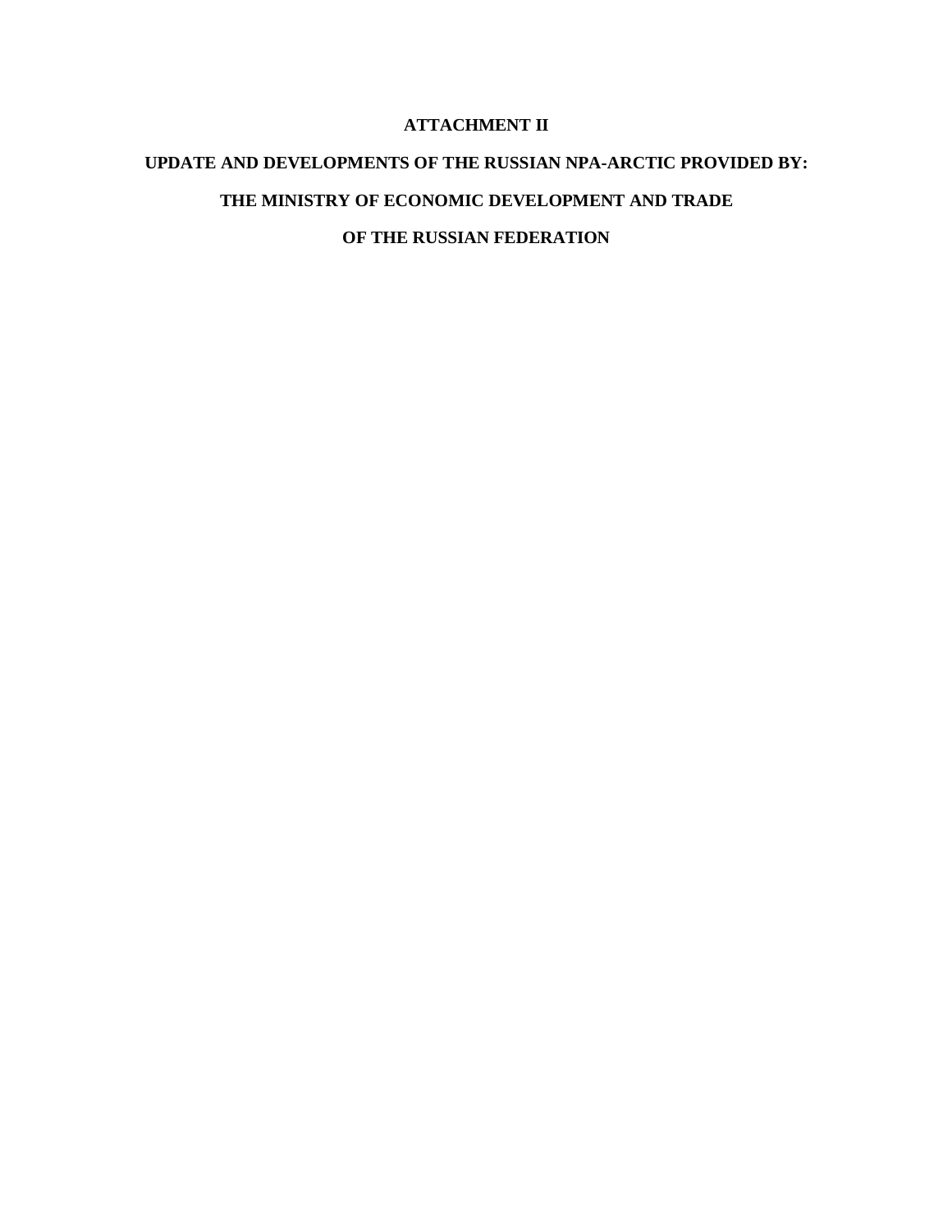# ATTACHMENT II

## UPDATE AND DEVELOPMENTS OF THE RUSSIAN NPA-ARCTIC PROVIDED BY:

## THE MINISTRY OF ECONOMIC DEVELOPMENT AND TRADE

## OF THE RUSSIAN FEDERATION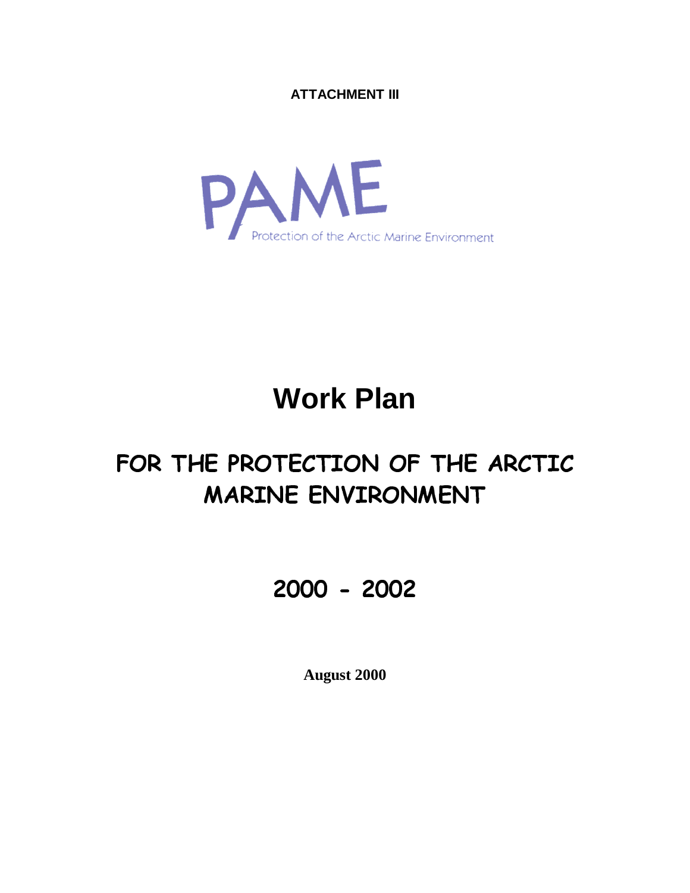**ATTACHMENT III**

PAME

Protection of the Arctic Marine Environment

# Work Plan

## FOR THE PROTECTION OF THE ARCTIC MARINE ENVIRONMENT

## 2000 - 2002

**August 2000**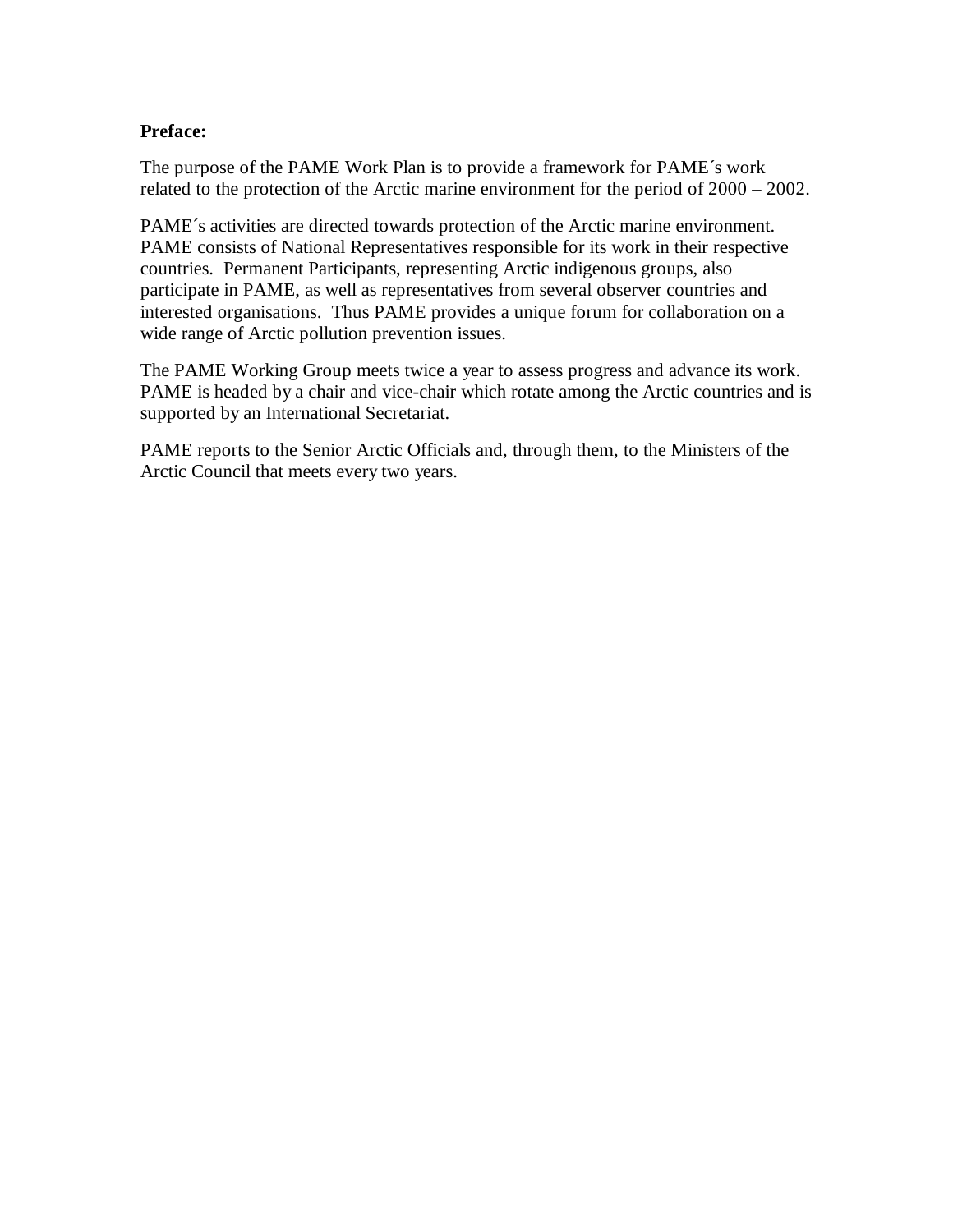**Preface:**

The purpose of the PAME Work Plan is to provide a framework for PAME´s work related to the protection of the Arctic marine environment for the period of 2000 – 2002.

PAME´s activities are directed towards protection of the Arctic marine environment. PAME consists of National Representatives responsible for its work in their respective countries. Permanent Participants, representing Arctic indigenous groups, also participate in PAME, as well as representatives from several observer countries and interested organisations. Thus PAME provides a unique forum for collaboration on a wide range of Arctic pollution prevention issues.

The PAME Working Group meets twice a year to assess progress and advance its work. PAME is headed by a chair and vice-chair which rotate among the Arctic countries and is supported by an International Secretariat.

PAME reports to the Senior Arctic Officials and, through them, to the Ministers of the Arctic Council that meets every two years.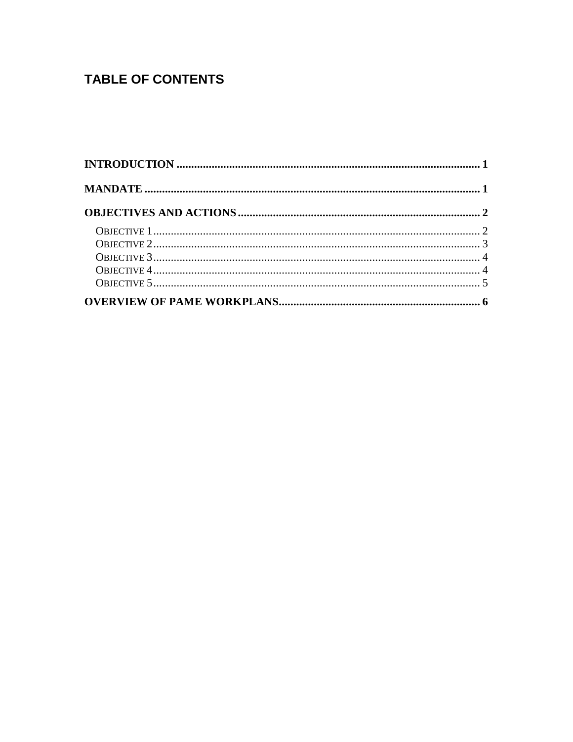# TABLE OF CONTENTS

**INTRODUCTION** ........................................................................................................ **1**

**MANDATE** ................................................................................................................. **1**

**OBJECTIVES AND ACTIONS** .................................................................................. **2**

- OBJECTIVE 1 ............................................................................................................. 2
- OBJECTIVE 2 ............................................................................................................. 3
- OBJECTIVE 3 ............................................................................................................. 4
- OBJECTIVE 4 ............................................................................................................. 4
- OBJECTIVE 5 ............................................................................................................. 5

**OVERVIEW OF PAME WORKPLANS** ..................................................................... **6**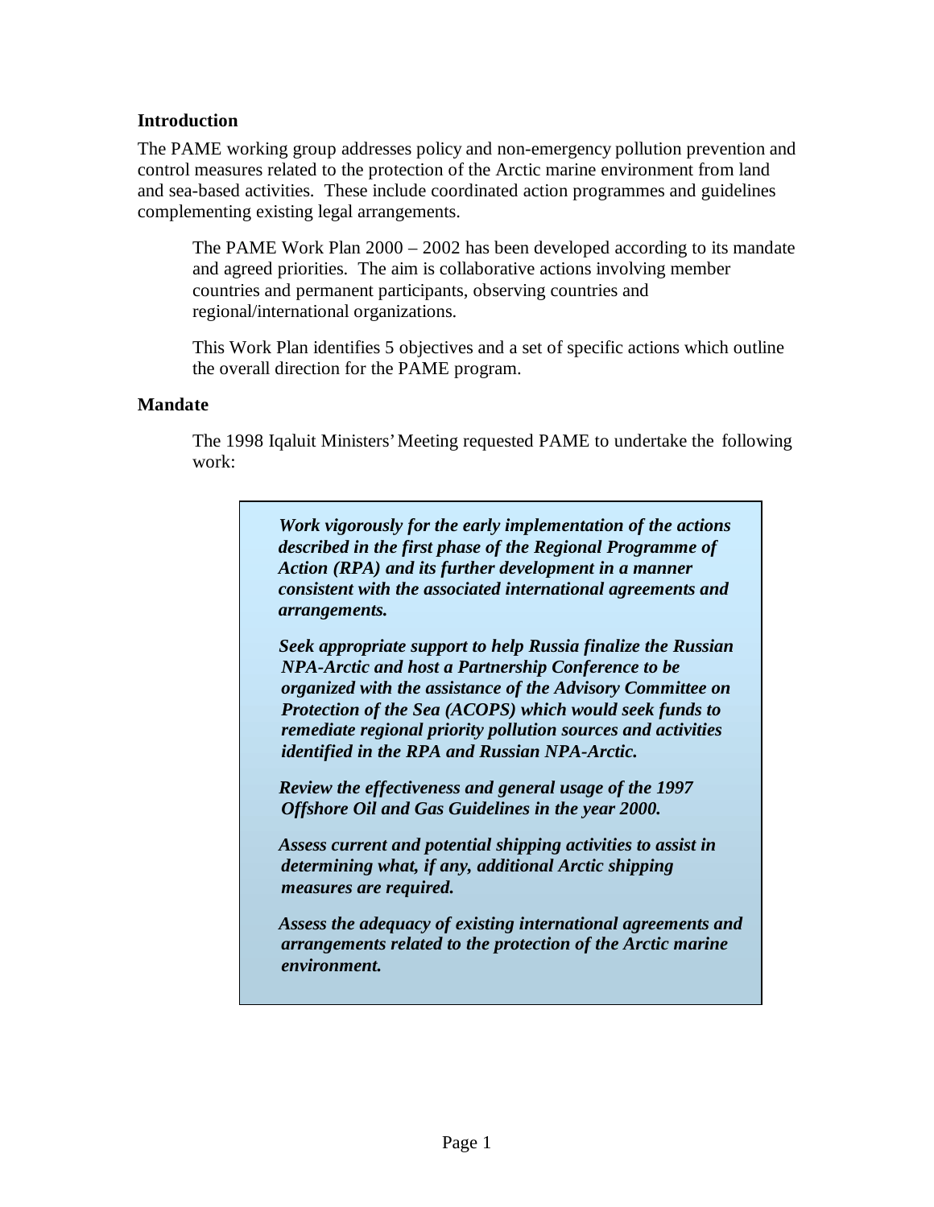## Introduction

The PAME working group addresses policy and non-emergency pollution prevention and control measures related to the protection of the Arctic marine environment from land and sea-based activities. These include coordinated action programmes and guidelines complementing existing legal arrangements.

The PAME Work Plan 2000 – 2002 has been developed according to its mandate and agreed priorities. The aim is collaborative actions involving member countries and permanent participants, observing countries and regional/international organizations.

This Work Plan identifies 5 objectives and a set of specific actions which outline the overall direction for the PAME program.

## Mandate

The 1998 Iqaluit Ministers' Meeting requested PAME to undertake the following work:

> ***Work vigorously for the early implementation of the actions described in the first phase of the Regional Programme of Action (RPA) and its further development in a manner consistent with the associated international agreements and arrangements.***
>
> ***Seek appropriate support to help Russia finalize the Russian NPA-Arctic and host a Partnership Conference to be organized with the assistance of the Advisory Committee on Protection of the Sea (ACOPS) which would seek funds to remediate regional priority pollution sources and activities identified in the RPA and Russian NPA-Arctic.***
>
> ***Review the effectiveness and general usage of the 1997 Offshore Oil and Gas Guidelines in the year 2000.***
>
> ***Assess current and potential shipping activities to assist in determining what, if any, additional Arctic shipping measures are required.***
>
> ***Assess the adequacy of existing international agreements and arrangements related to the protection of the Arctic marine environment.***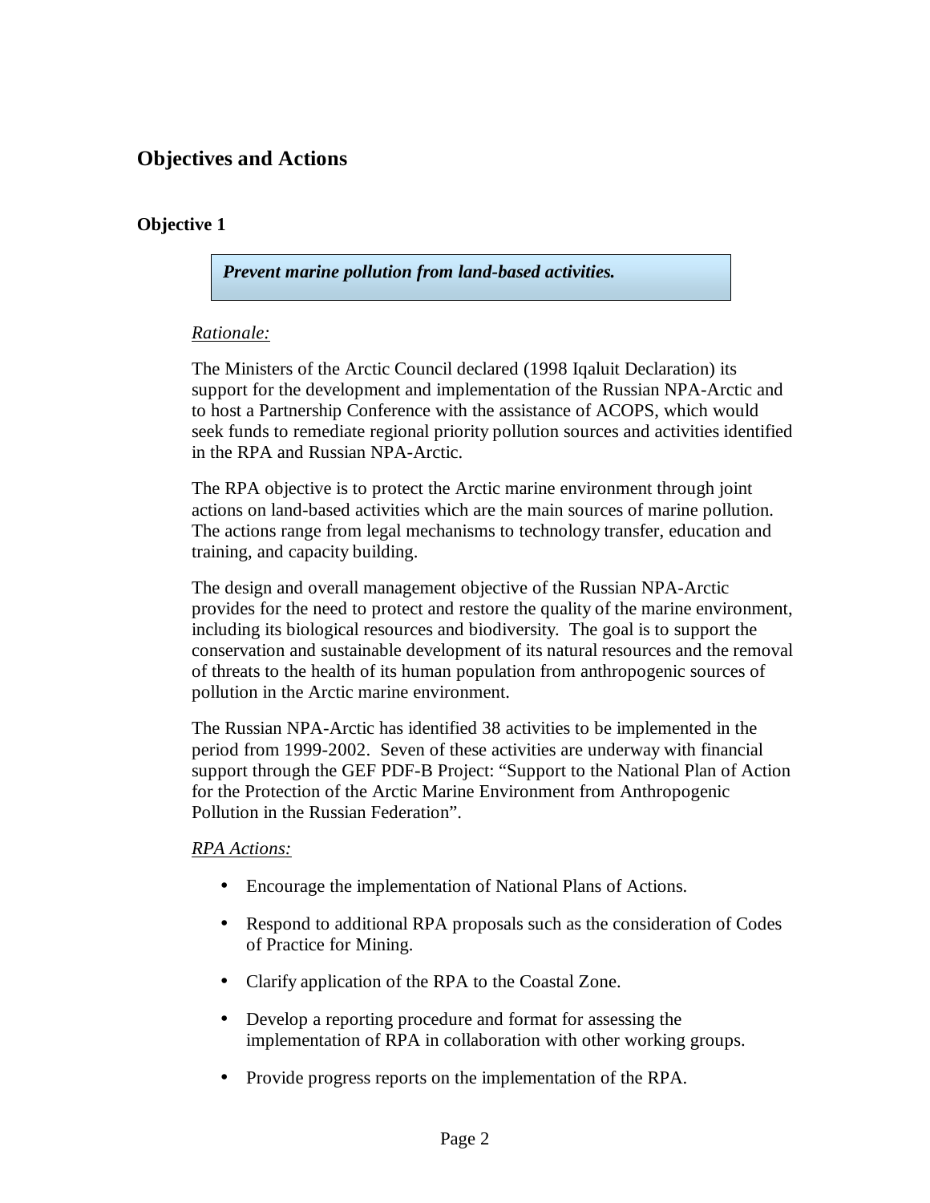## Objectives and Actions

### Objective 1

***Prevent marine pollution from land-based activities.***

*Rationale:*

The Ministers of the Arctic Council declared (1998 Iqaluit Declaration) its support for the development and implementation of the Russian NPA-Arctic and to host a Partnership Conference with the assistance of ACOPS, which would seek funds to remediate regional priority pollution sources and activities identified in the RPA and Russian NPA-Arctic.

The RPA objective is to protect the Arctic marine environment through joint actions on land-based activities which are the main sources of marine pollution. The actions range from legal mechanisms to technology transfer, education and training, and capacity building.

The design and overall management objective of the Russian NPA-Arctic provides for the need to protect and restore the quality of the marine environment, including its biological resources and biodiversity. The goal is to support the conservation and sustainable development of its natural resources and the removal of threats to the health of its human population from anthropogenic sources of pollution in the Arctic marine environment.

The Russian NPA-Arctic has identified 38 activities to be implemented in the period from 1999-2002. Seven of these activities are underway with financial support through the GEF PDF-B Project: "Support to the National Plan of Action for the Protection of the Arctic Marine Environment from Anthropogenic Pollution in the Russian Federation".

*RPA Actions:*

- Encourage the implementation of National Plans of Actions.
- Respond to additional RPA proposals such as the consideration of Codes of Practice for Mining.
- Clarify application of the RPA to the Coastal Zone.
- Develop a reporting procedure and format for assessing the implementation of RPA in collaboration with other working groups.
- Provide progress reports on the implementation of the RPA.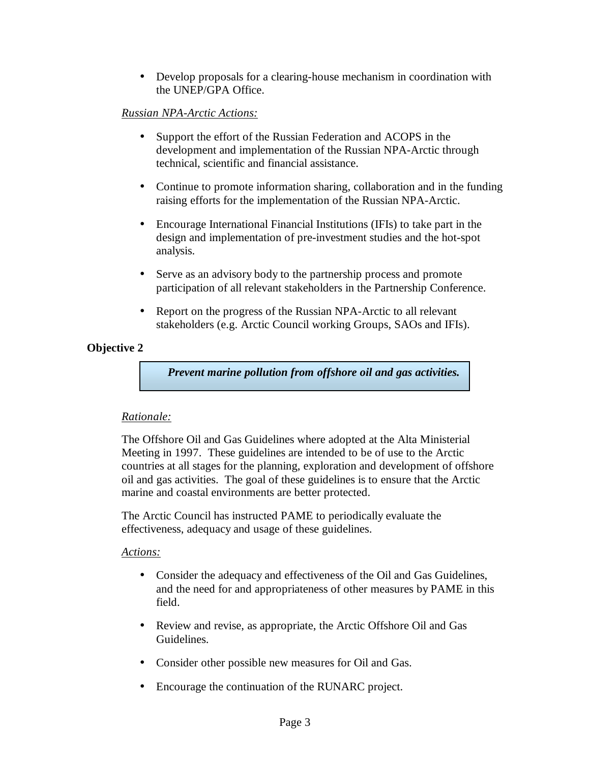- Develop proposals for a clearing-house mechanism in coordination with the UNEP/GPA Office.

*Russian NPA-Arctic Actions:*

- Support the effort of the Russian Federation and ACOPS in the development and implementation of the Russian NPA-Arctic through technical, scientific and financial assistance.
- Continue to promote information sharing, collaboration and in the funding raising efforts for the implementation of the Russian NPA-Arctic.
- Encourage International Financial Institutions (IFIs) to take part in the design and implementation of pre-investment studies and the hot-spot analysis.
- Serve as an advisory body to the partnership process and promote participation of all relevant stakeholders in the Partnership Conference.
- Report on the progress of the Russian NPA-Arctic to all relevant stakeholders (e.g. Arctic Council working Groups, SAOs and IFIs).

**Objective 2**

***Prevent marine pollution from offshore oil and gas activities.***

*Rationale:*

The Offshore Oil and Gas Guidelines where adopted at the Alta Ministerial Meeting in 1997. These guidelines are intended to be of use to the Arctic countries at all stages for the planning, exploration and development of offshore oil and gas activities. The goal of these guidelines is to ensure that the Arctic marine and coastal environments are better protected.

The Arctic Council has instructed PAME to periodically evaluate the effectiveness, adequacy and usage of these guidelines.

*Actions:*

- Consider the adequacy and effectiveness of the Oil and Gas Guidelines, and the need for and appropriateness of other measures by PAME in this field.
- Review and revise, as appropriate, the Arctic Offshore Oil and Gas Guidelines.
- Consider other possible new measures for Oil and Gas.
- Encourage the continuation of the RUNARC project.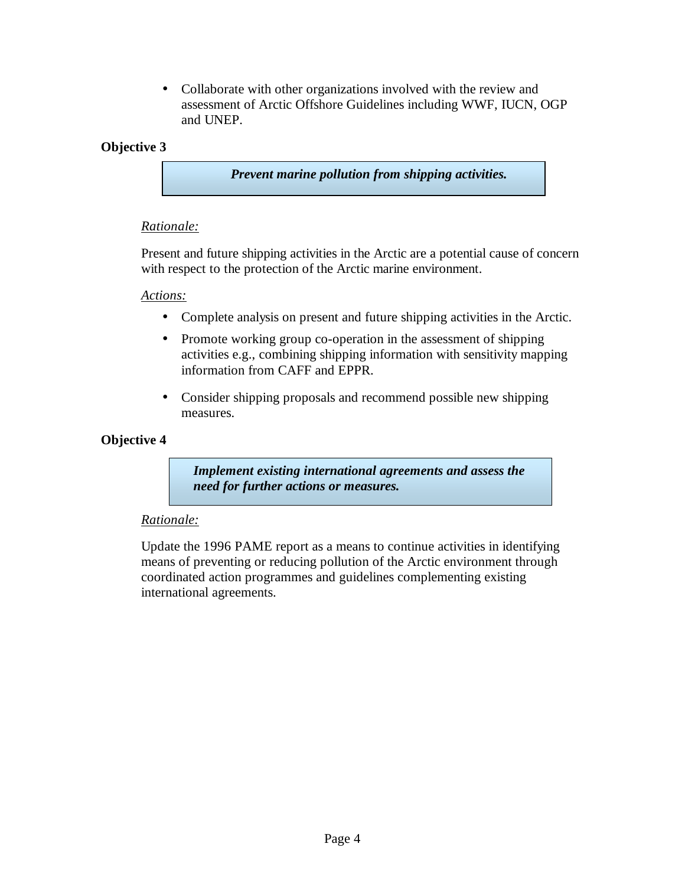- Collaborate with other organizations involved with the review and assessment of Arctic Offshore Guidelines including WWF, IUCN, OGP and UNEP.

**Objective 3**

***Prevent marine pollution from shipping activities.***

*Rationale:*

Present and future shipping activities in the Arctic are a potential cause of concern with respect to the protection of the Arctic marine environment.

*Actions:*

- Complete analysis on present and future shipping activities in the Arctic.
- Promote working group co-operation in the assessment of shipping activities e.g., combining shipping information with sensitivity mapping information from CAFF and EPPR.
- Consider shipping proposals and recommend possible new shipping measures.

**Objective 4**

***Implement existing international agreements and assess the need for further actions or measures.***

*Rationale:*

Update the 1996 PAME report as a means to continue activities in identifying means of preventing or reducing pollution of the Arctic environment through coordinated action programmes and guidelines complementing existing international agreements.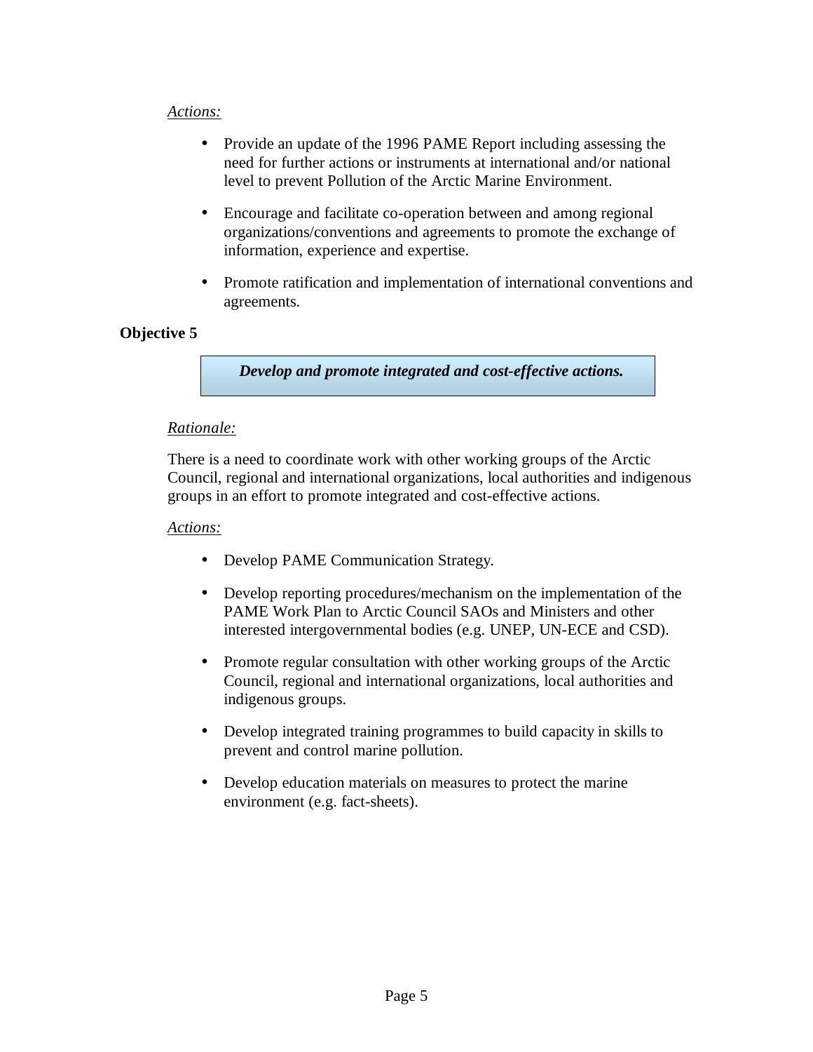*Actions:*

- Provide an update of the 1996 PAME Report including assessing the need for further actions or instruments at international and/or national level to prevent Pollution of the Arctic Marine Environment.
- Encourage and facilitate co-operation between and among regional organizations/conventions and agreements to promote the exchange of information, experience and expertise.
- Promote ratification and implementation of international conventions and agreements.

**Objective 5**

***Develop and promote integrated and cost-effective actions.***

*Rationale:*

There is a need to coordinate work with other working groups of the Arctic Council, regional and international organizations, local authorities and indigenous groups in an effort to promote integrated and cost-effective actions.

*Actions:*

- Develop PAME Communication Strategy.
- Develop reporting procedures/mechanism on the implementation of the PAME Work Plan to Arctic Council SAOs and Ministers and other interested intergovernmental bodies (e.g. UNEP, UN-ECE and CSD).
- Promote regular consultation with other working groups of the Arctic Council, regional and international organizations, local authorities and indigenous groups.
- Develop integrated training programmes to build capacity in skills to prevent and control marine pollution.
- Develop education materials on measures to protect the marine environment (e.g. fact-sheets).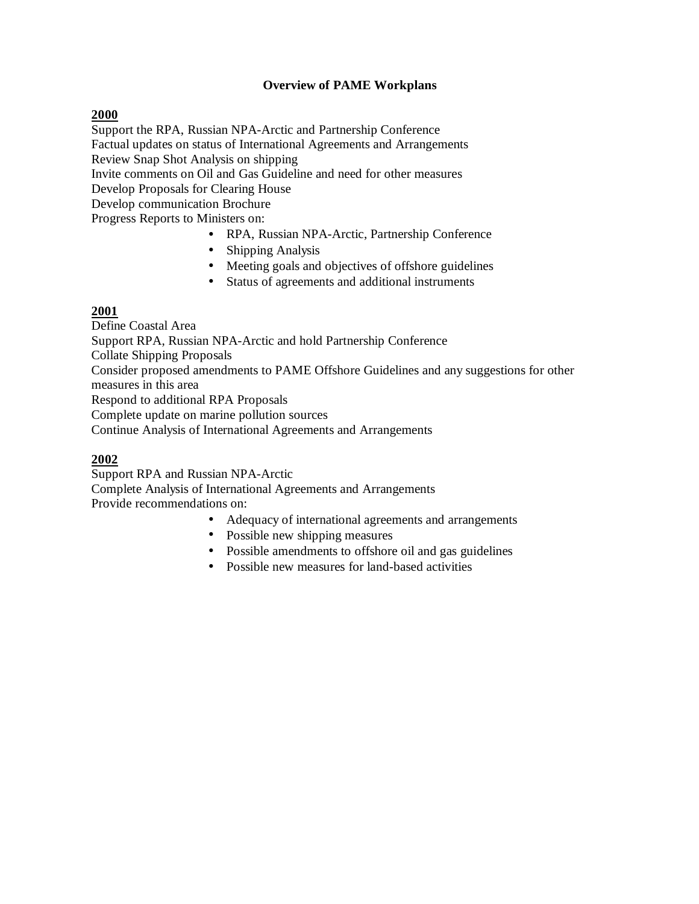# Overview of PAME Workplans

**2000**

Support the RPA, Russian NPA-Arctic and Partnership Conference
Factual updates on status of International Agreements and Arrangements
Review Snap Shot Analysis on shipping
Invite comments on Oil and Gas Guideline and need for other measures
Develop Proposals for Clearing House
Develop communication Brochure
Progress Reports to Ministers on:

- RPA, Russian NPA-Arctic, Partnership Conference
- Shipping Analysis
- Meeting goals and objectives of offshore guidelines
- Status of agreements and additional instruments

**2001**

Define Coastal Area
Support RPA, Russian NPA-Arctic and hold Partnership Conference
Collate Shipping Proposals
Consider proposed amendments to PAME Offshore Guidelines and any suggestions for other measures in this area
Respond to additional RPA Proposals
Complete update on marine pollution sources
Continue Analysis of International Agreements and Arrangements

**2002**

Support RPA and Russian NPA-Arctic
Complete Analysis of International Agreements and Arrangements
Provide recommendations on:

- Adequacy of international agreements and arrangements
- Possible new shipping measures
- Possible amendments to offshore oil and gas guidelines
- Possible new measures for land-based activities